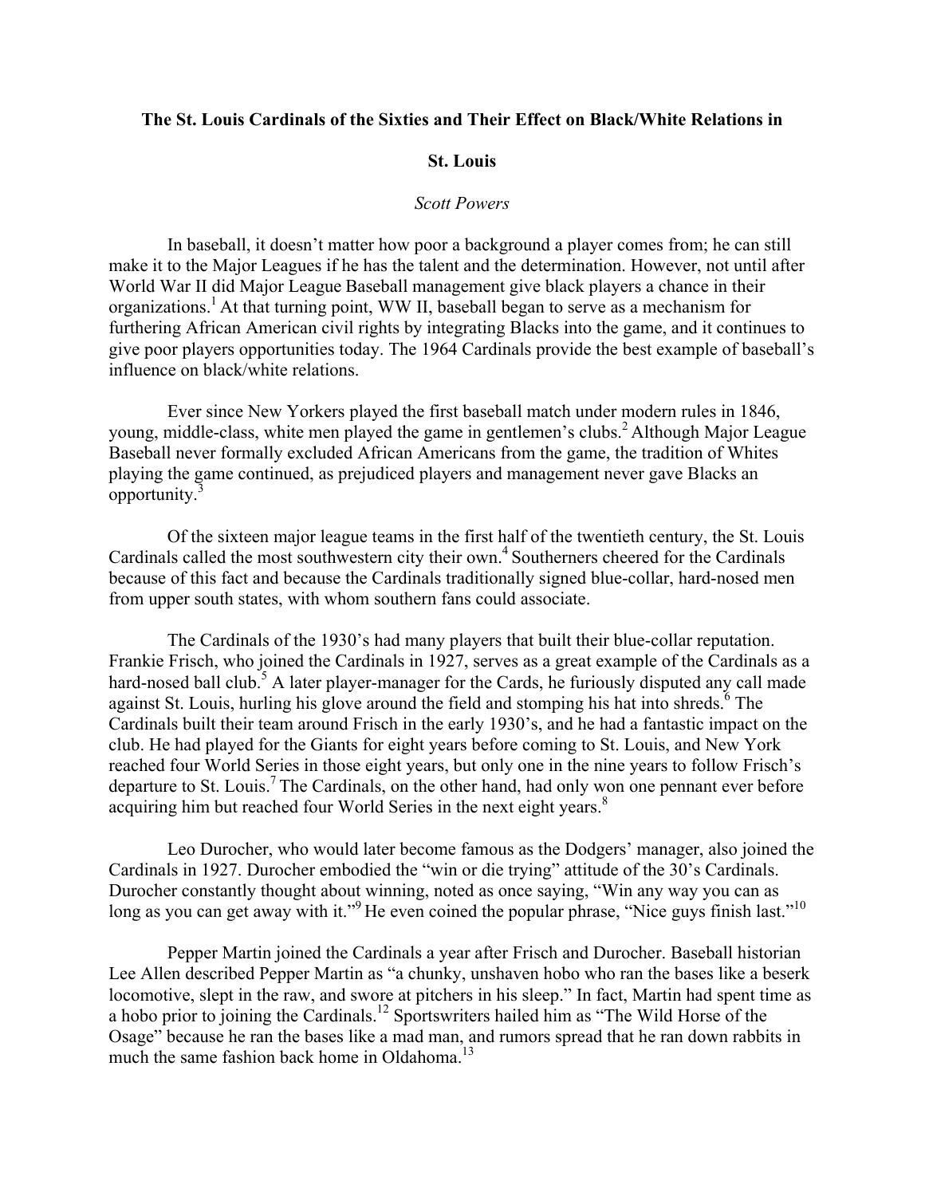# The St. Louis Cardinals of the Sixties and Their Effect on Black/White Relations in St. Louis

*Scott Powers*

In baseball, it doesn't matter how poor a background a player comes from; he can still make it to the Major Leagues if he has the talent and the determination. However, not until after World War II did Major League Baseball management give black players a chance in their organizations.[1] At that turning point, WW II, baseball began to serve as a mechanism for furthering African American civil rights by integrating Blacks into the game, and it continues to give poor players opportunities today. The 1964 Cardinals provide the best example of baseball's influence on black/white relations.

Ever since New Yorkers played the first baseball match under modern rules in 1846, young, middle-class, white men played the game in gentlemen's clubs.[2] Although Major League Baseball never formally excluded African Americans from the game, the tradition of Whites playing the game continued, as prejudiced players and management never gave Blacks an opportunity.[3]

Of the sixteen major league teams in the first half of the twentieth century, the St. Louis Cardinals called the most southwestern city their own.[4] Southerners cheered for the Cardinals because of this fact and because the Cardinals traditionally signed blue-collar, hard-nosed men from upper south states, with whom southern fans could associate.

The Cardinals of the 1930's had many players that built their blue-collar reputation. Frankie Frisch, who joined the Cardinals in 1927, serves as a great example of the Cardinals as a hard-nosed ball club.[5] A later player-manager for the Cards, he furiously disputed any call made against St. Louis, hurling his glove around the field and stomping his hat into shreds.[6] The Cardinals built their team around Frisch in the early 1930's, and he had a fantastic impact on the club. He had played for the Giants for eight years before coming to St. Louis, and New York reached four World Series in those eight years, but only one in the nine years to follow Frisch's departure to St. Louis.[7] The Cardinals, on the other hand, had only won one pennant ever before acquiring him but reached four World Series in the next eight years.[8]

Leo Durocher, who would later become famous as the Dodgers' manager, also joined the Cardinals in 1927. Durocher embodied the "win or die trying" attitude of the 30's Cardinals. Durocher constantly thought about winning, noted as once saying, "Win any way you can as long as you can get away with it."[9] He even coined the popular phrase, "Nice guys finish last."[10]

Pepper Martin joined the Cardinals a year after Frisch and Durocher. Baseball historian Lee Allen described Pepper Martin as "a chunky, unshaven hobo who ran the bases like a beserk locomotive, slept in the raw, and swore at pitchers in his sleep." In fact, Martin had spent time as a hobo prior to joining the Cardinals.[12] Sportswriters hailed him as "The Wild Horse of the Osage" because he ran the bases like a mad man, and rumors spread that he ran down rabbits in much the same fashion back home in Oklahoma.[13]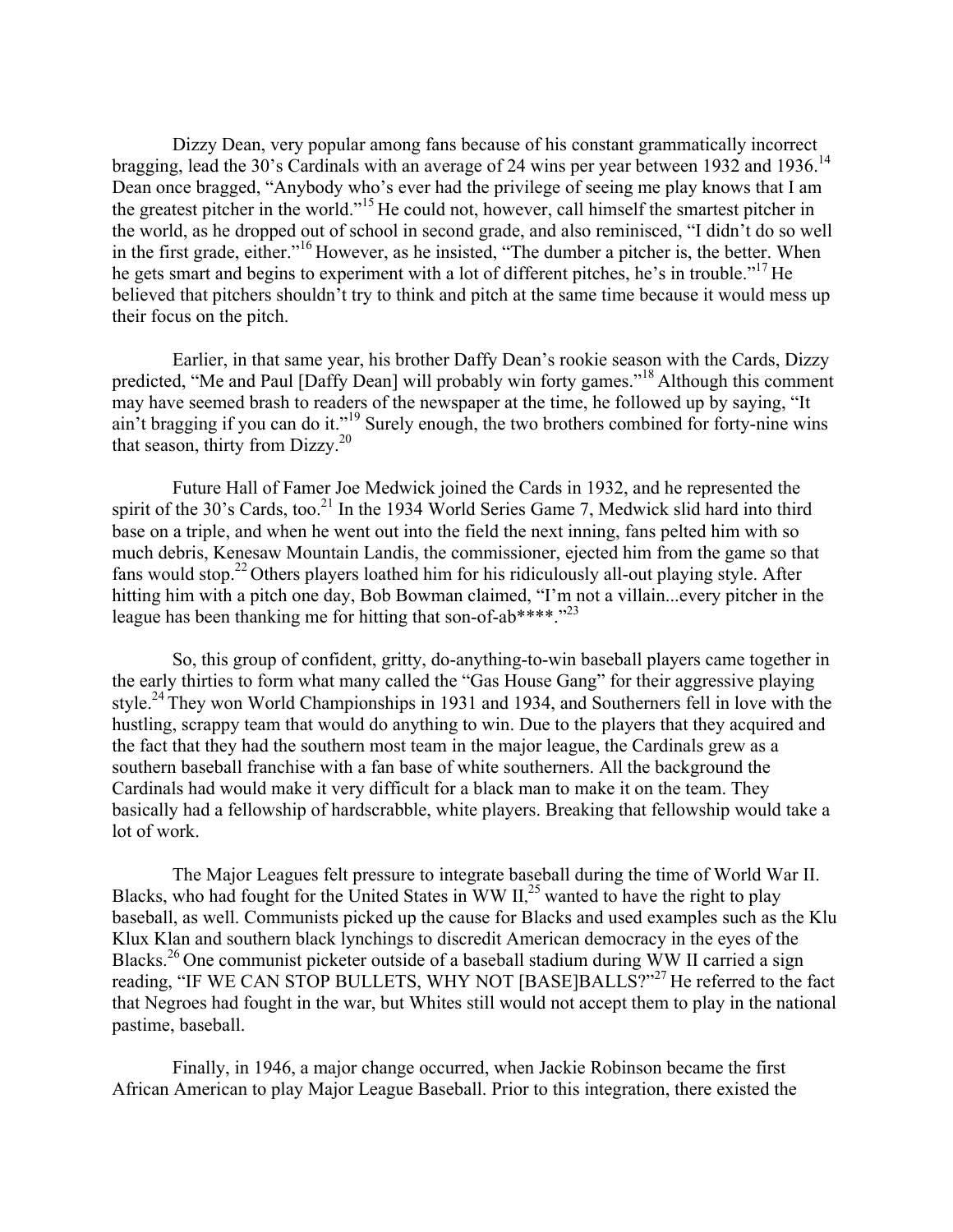Dizzy Dean, very popular among fans because of his constant grammatically incorrect bragging, lead the 30's Cardinals with an average of 24 wins per year between 1932 and 1936.[14] Dean once bragged, "Anybody who's ever had the privilege of seeing me play knows that I am the greatest pitcher in the world."[15] He could not, however, call himself the smartest pitcher in the world, as he dropped out of school in second grade, and also reminisced, "I didn't do so well in the first grade, either."[16] However, as he insisted, "The dumber a pitcher is, the better. When he gets smart and begins to experiment with a lot of different pitches, he's in trouble."[17] He believed that pitchers shouldn't try to think and pitch at the same time because it would mess up their focus on the pitch.

Earlier, in that same year, his brother Daffy Dean's rookie season with the Cards, Dizzy predicted, "Me and Paul [Daffy Dean] will probably win forty games."[18] Although this comment may have seemed brash to readers of the newspaper at the time, he followed up by saying, "It ain't bragging if you can do it."[19] Surely enough, the two brothers combined for forty-nine wins that season, thirty from Dizzy.[20]

Future Hall of Famer Joe Medwick joined the Cards in 1932, and he represented the spirit of the 30's Cards, too.[21] In the 1934 World Series Game 7, Medwick slid hard into third base on a triple, and when he went out into the field the next inning, fans pelted him with so much debris, Kenesaw Mountain Landis, the commissioner, ejected him from the game so that fans would stop.[22] Others players loathed him for his ridiculously all-out playing style. After hitting him with a pitch one day, Bob Bowman claimed, "I'm not a villain...every pitcher in the league has been thanking me for hitting that son-of-ab****."[23]

So, this group of confident, gritty, do-anything-to-win baseball players came together in the early thirties to form what many called the "Gas House Gang" for their aggressive playing style.[24] They won World Championships in 1931 and 1934, and Southerners fell in love with the hustling, scrappy team that would do anything to win. Due to the players that they acquired and the fact that they had the southern most team in the major league, the Cardinals grew as a southern baseball franchise with a fan base of white southerners. All the background the Cardinals had would make it very difficult for a black man to make it on the team. They basically had a fellowship of hardscrabble, white players. Breaking that fellowship would take a lot of work.

The Major Leagues felt pressure to integrate baseball during the time of World War II. Blacks, who had fought for the United States in WW II,[25] wanted to have the right to play baseball, as well. Communists picked up the cause for Blacks and used examples such as the Klu Klux Klan and southern black lynchings to discredit American democracy in the eyes of the Blacks.[26] One communist picketer outside of a baseball stadium during WW II carried a sign reading, "IF WE CAN STOP BULLETS, WHY NOT [BASE]BALLS?"[27] He referred to the fact that Negroes had fought in the war, but Whites still would not accept them to play in the national pastime, baseball.

Finally, in 1946, a major change occurred, when Jackie Robinson became the first African American to play Major League Baseball. Prior to this integration, there existed the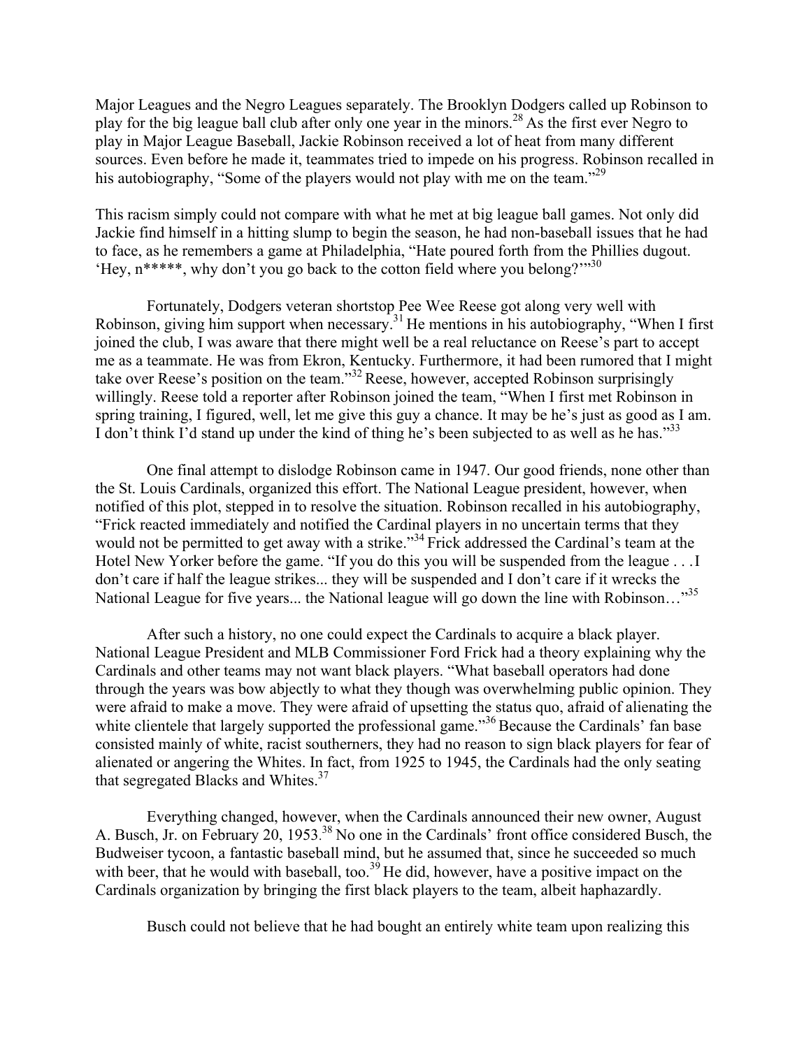Major Leagues and the Negro Leagues separately. The Brooklyn Dodgers called up Robinson to play for the big league ball club after only one year in the minors.[28] As the first ever Negro to play in Major League Baseball, Jackie Robinson received a lot of heat from many different sources. Even before he made it, teammates tried to impede on his progress. Robinson recalled in his autobiography, "Some of the players would not play with me on the team."[29]

This racism simply could not compare with what he met at big league ball games. Not only did Jackie find himself in a hitting slump to begin the season, he had non-baseball issues that he had to face, as he remembers a game at Philadelphia, "Hate poured forth from the Phillies dugout. 'Hey, n*****, why don't you go back to the cotton field where you belong?'"[30]

Fortunately, Dodgers veteran shortstop Pee Wee Reese got along very well with Robinson, giving him support when necessary.[31] He mentions in his autobiography, "When I first joined the club, I was aware that there might well be a real reluctance on Reese's part to accept me as a teammate. He was from Ekron, Kentucky. Furthermore, it had been rumored that I might take over Reese's position on the team."[32] Reese, however, accepted Robinson surprisingly willingly. Reese told a reporter after Robinson joined the team, "When I first met Robinson in spring training, I figured, well, let me give this guy a chance. It may be he's just as good as I am. I don't think I'd stand up under the kind of thing he's been subjected to as well as he has."[33]

One final attempt to dislodge Robinson came in 1947. Our good friends, none other than the St. Louis Cardinals, organized this effort. The National League president, however, when notified of this plot, stepped in to resolve the situation. Robinson recalled in his autobiography, "Frick reacted immediately and notified the Cardinal players in no uncertain terms that they would not be permitted to get away with a strike."[34] Frick addressed the Cardinal's team at the Hotel New Yorker before the game. "If you do this you will be suspended from the league . . .I don't care if half the league strikes... they will be suspended and I don't care if it wrecks the National League for five years... the National league will go down the line with Robinson…"[35]

After such a history, no one could expect the Cardinals to acquire a black player. National League President and MLB Commissioner Ford Frick had a theory explaining why the Cardinals and other teams may not want black players. "What baseball operators had done through the years was bow abjectly to what they though was overwhelming public opinion. They were afraid to make a move. They were afraid of upsetting the status quo, afraid of alienating the white clientele that largely supported the professional game."[36] Because the Cardinals' fan base consisted mainly of white, racist southerners, they had no reason to sign black players for fear of alienated or angering the Whites. In fact, from 1925 to 1945, the Cardinals had the only seating that segregated Blacks and Whites.[37]

Everything changed, however, when the Cardinals announced their new owner, August A. Busch, Jr. on February 20, 1953.[38] No one in the Cardinals' front office considered Busch, the Budweiser tycoon, a fantastic baseball mind, but he assumed that, since he succeeded so much with beer, that he would with baseball, too.[39] He did, however, have a positive impact on the Cardinals organization by bringing the first black players to the team, albeit haphazardly.

Busch could not believe that he had bought an entirely white team upon realizing this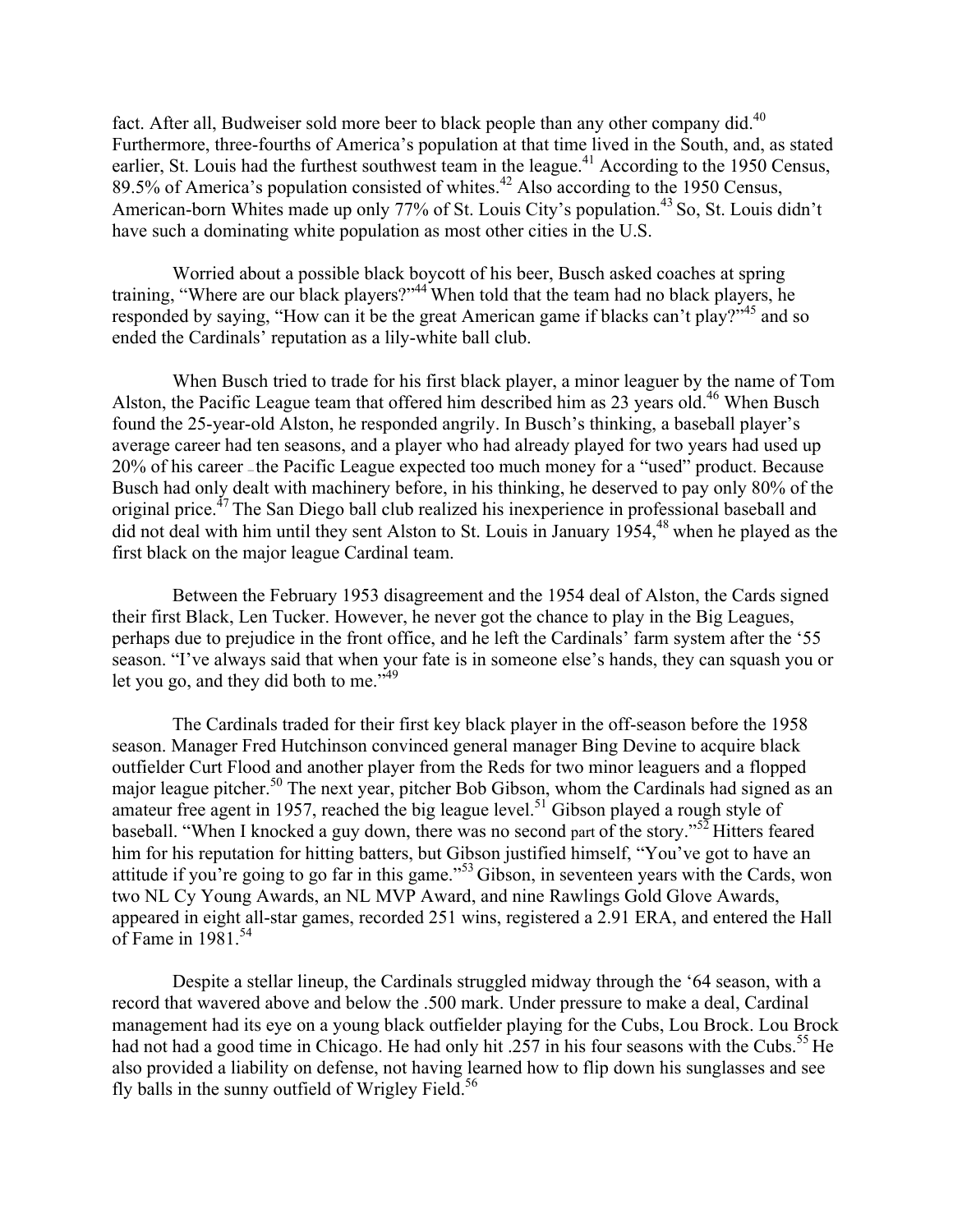fact. After all, Budweiser sold more beer to black people than any other company did.[40] Furthermore, three-fourths of America's population at that time lived in the South, and, as stated earlier, St. Louis had the furthest southwest team in the league.[41] According to the 1950 Census, 89.5% of America's population consisted of whites.[42] Also according to the 1950 Census, American-born Whites made up only 77% of St. Louis City's population.[43] So, St. Louis didn't have such a dominating white population as most other cities in the U.S.

Worried about a possible black boycott of his beer, Busch asked coaches at spring training, "Where are our black players?"[44] When told that the team had no black players, he responded by saying, "How can it be the great American game if blacks can't play?"[45] and so ended the Cardinals' reputation as a lily-white ball club.

When Busch tried to trade for his first black player, a minor leaguer by the name of Tom Alston, the Pacific League team that offered him described him as 23 years old.[46] When Busch found the 25-year-old Alston, he responded angrily. In Busch's thinking, a baseball player's average career had ten seasons, and a player who had already played for two years had used up 20% of his career – the Pacific League expected too much money for a "used" product. Because Busch had only dealt with machinery before, in his thinking, he deserved to pay only 80% of the original price.[47] The San Diego ball club realized his inexperience in professional baseball and did not deal with him until they sent Alston to St. Louis in January 1954,[48] when he played as the first black on the major league Cardinal team.

Between the February 1953 disagreement and the 1954 deal of Alston, the Cards signed their first Black, Len Tucker. However, he never got the chance to play in the Big Leagues, perhaps due to prejudice in the front office, and he left the Cardinals' farm system after the '55 season. "I've always said that when your fate is in someone else's hands, they can squash you or let you go, and they did both to me."[49]

The Cardinals traded for their first key black player in the off-season before the 1958 season. Manager Fred Hutchinson convinced general manager Bing Devine to acquire black outfielder Curt Flood and another player from the Reds for two minor leaguers and a flopped major league pitcher.[50] The next year, pitcher Bob Gibson, whom the Cardinals had signed as an amateur free agent in 1957, reached the big league level.[51] Gibson played a rough style of baseball. "When I knocked a guy down, there was no second part of the story."[52] Hitters feared him for his reputation for hitting batters, but Gibson justified himself, "You've got to have an attitude if you're going to go far in this game."[53] Gibson, in seventeen years with the Cards, won two NL Cy Young Awards, an NL MVP Award, and nine Rawlings Gold Glove Awards, appeared in eight all-star games, recorded 251 wins, registered a 2.91 ERA, and entered the Hall of Fame in 1981.[54]

Despite a stellar lineup, the Cardinals struggled midway through the '64 season, with a record that wavered above and below the .500 mark. Under pressure to make a deal, Cardinal management had its eye on a young black outfielder playing for the Cubs, Lou Brock. Lou Brock had not had a good time in Chicago. He had only hit .257 in his four seasons with the Cubs.[55] He also provided a liability on defense, not having learned how to flip down his sunglasses and see fly balls in the sunny outfield of Wrigley Field.[56]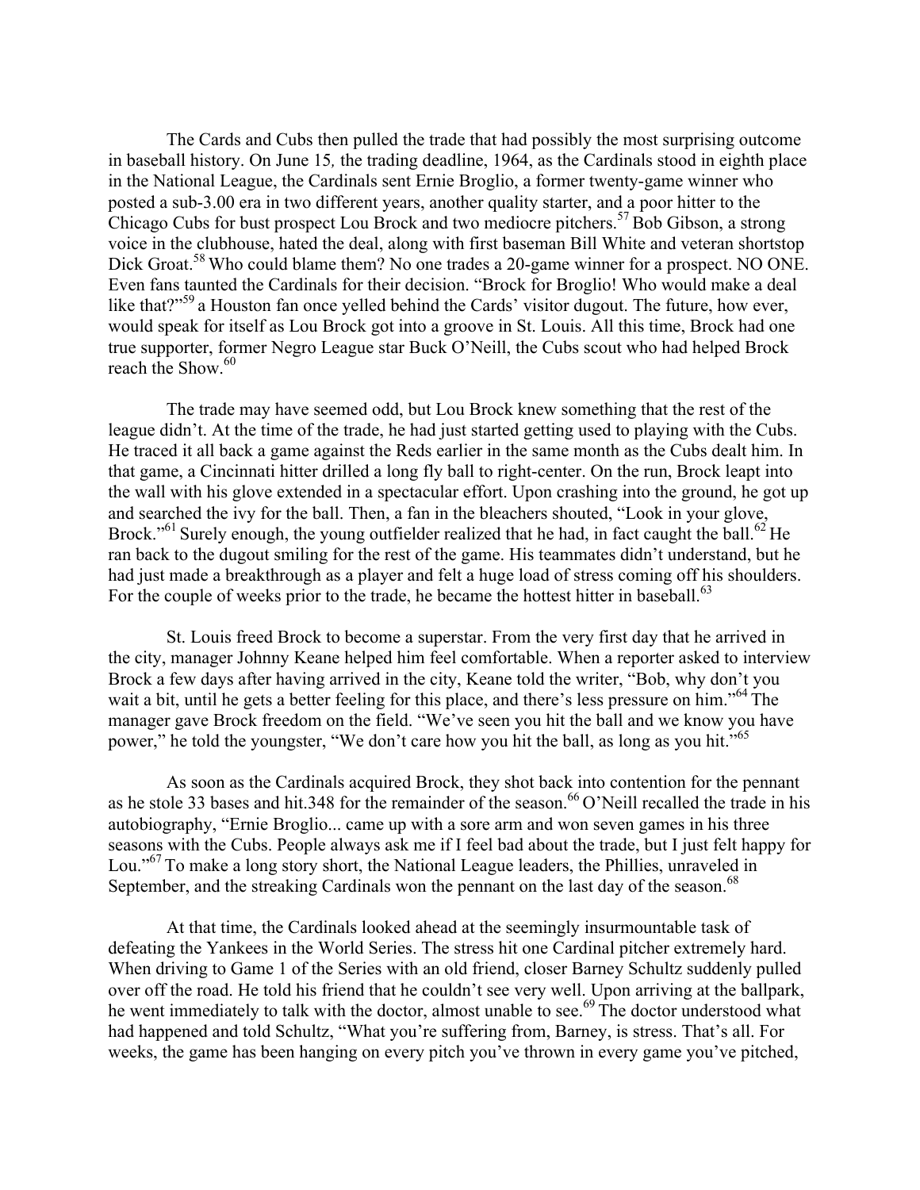The Cards and Cubs then pulled the trade that had possibly the most surprising outcome in baseball history. On June 15*,* the trading deadline, 1964, as the Cardinals stood in eighth place in the National League, the Cardinals sent Ernie Broglio, a former twenty-game winner who posted a sub-3.00 era in two different years, another quality starter, and a poor hitter to the Chicago Cubs for bust prospect Lou Brock and two mediocre pitchers.[57] Bob Gibson, a strong voice in the clubhouse, hated the deal, along with first baseman Bill White and veteran shortstop Dick Groat.[58] Who could blame them? No one trades a 20-game winner for a prospect. NO ONE. Even fans taunted the Cardinals for their decision. "Brock for Broglio! Who would make a deal like that?"[59] a Houston fan once yelled behind the Cards' visitor dugout. The future, how ever, would speak for itself as Lou Brock got into a groove in St. Louis. All this time, Brock had one true supporter, former Negro League star Buck O'Neill, the Cubs scout who had helped Brock reach the Show.[60]

The trade may have seemed odd, but Lou Brock knew something that the rest of the league didn't. At the time of the trade, he had just started getting used to playing with the Cubs. He traced it all back a game against the Reds earlier in the same month as the Cubs dealt him. In that game, a Cincinnati hitter drilled a long fly ball to right-center. On the run, Brock leapt into the wall with his glove extended in a spectacular effort. Upon crashing into the ground, he got up and searched the ivy for the ball. Then, a fan in the bleachers shouted, "Look in your glove, Brock."[61] Surely enough, the young outfielder realized that he had, in fact caught the ball.[62] He ran back to the dugout smiling for the rest of the game. His teammates didn't understand, but he had just made a breakthrough as a player and felt a huge load of stress coming off his shoulders. For the couple of weeks prior to the trade, he became the hottest hitter in baseball.[63]

St. Louis freed Brock to become a superstar. From the very first day that he arrived in the city, manager Johnny Keane helped him feel comfortable. When a reporter asked to interview Brock a few days after having arrived in the city, Keane told the writer, "Bob, why don't you wait a bit, until he gets a better feeling for this place, and there's less pressure on him."[64] The manager gave Brock freedom on the field. "We've seen you hit the ball and we know you have power," he told the youngster, "We don't care how you hit the ball, as long as you hit."[65]

As soon as the Cardinals acquired Brock, they shot back into contention for the pennant as he stole 33 bases and hit.348 for the remainder of the season.[66] O'Neill recalled the trade in his autobiography, "Ernie Broglio... came up with a sore arm and won seven games in his three seasons with the Cubs. People always ask me if I feel bad about the trade, but I just felt happy for Lou."[67] To make a long story short, the National League leaders, the Phillies, unraveled in September, and the streaking Cardinals won the pennant on the last day of the season.[68]

At that time, the Cardinals looked ahead at the seemingly insurmountable task of defeating the Yankees in the World Series. The stress hit one Cardinal pitcher extremely hard. When driving to Game 1 of the Series with an old friend, closer Barney Schultz suddenly pulled over off the road. He told his friend that he couldn't see very well. Upon arriving at the ballpark, he went immediately to talk with the doctor, almost unable to see.[69] The doctor understood what had happened and told Schultz, "What you're suffering from, Barney, is stress. That's all. For weeks, the game has been hanging on every pitch you've thrown in every game you've pitched,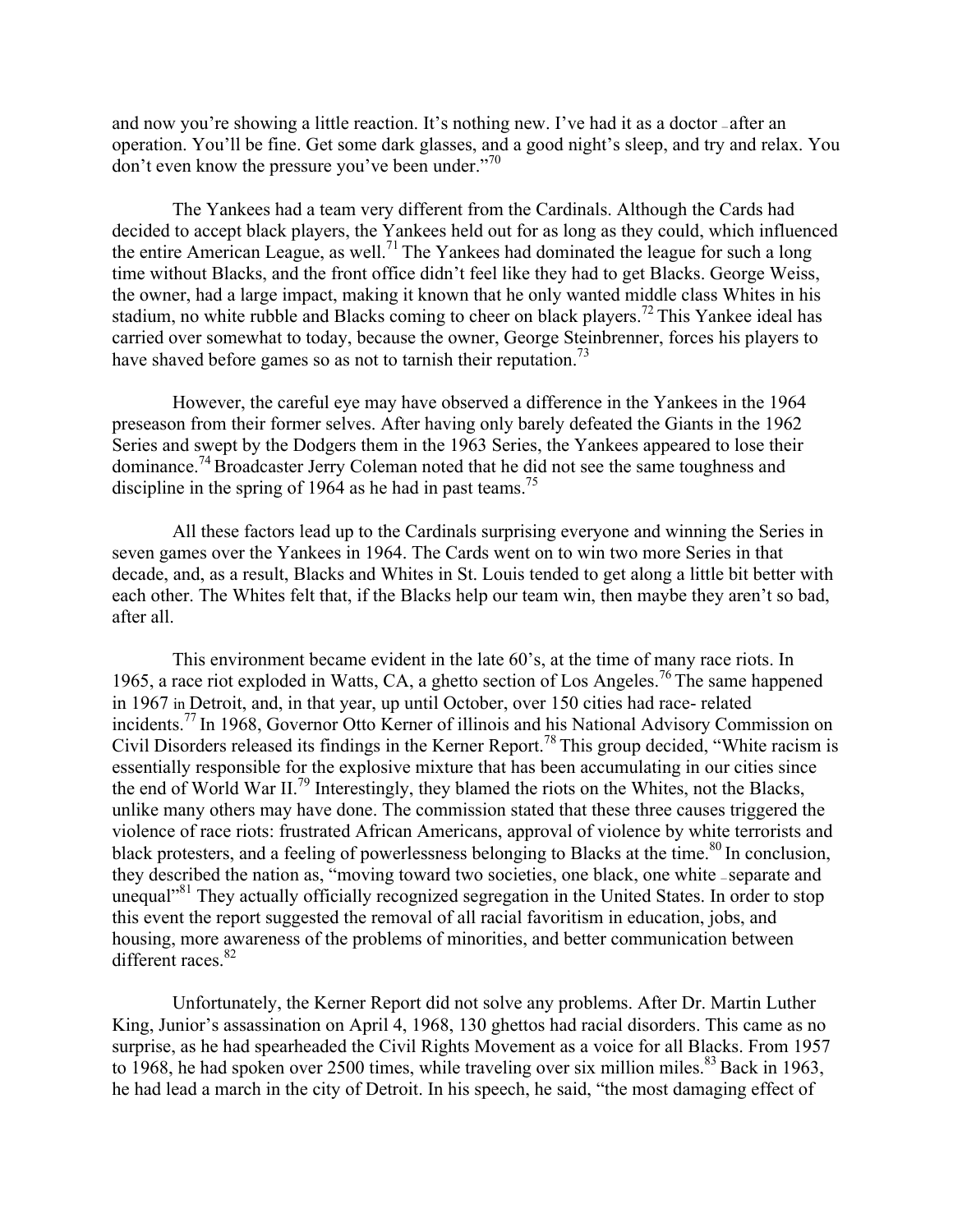and now you're showing a little reaction. It's nothing new. I've had it as a doctor – after an operation. You'll be fine. Get some dark glasses, and a good night's sleep, and try and relax. You don't even know the pressure you've been under."[70]

The Yankees had a team very different from the Cardinals. Although the Cards had decided to accept black players, the Yankees held out for as long as they could, which influenced the entire American League, as well.[71] The Yankees had dominated the league for such a long time without Blacks, and the front office didn't feel like they had to get Blacks. George Weiss, the owner, had a large impact, making it known that he only wanted middle class Whites in his stadium, no white rubble and Blacks coming to cheer on black players.[72] This Yankee ideal has carried over somewhat to today, because the owner, George Steinbrenner, forces his players to have shaved before games so as not to tarnish their reputation.[73]

However, the careful eye may have observed a difference in the Yankees in the 1964 preseason from their former selves. After having only barely defeated the Giants in the 1962 Series and swept by the Dodgers them in the 1963 Series, the Yankees appeared to lose their dominance.[74] Broadcaster Jerry Coleman noted that he did not see the same toughness and discipline in the spring of 1964 as he had in past teams.[75]

All these factors lead up to the Cardinals surprising everyone and winning the Series in seven games over the Yankees in 1964. The Cards went on to win two more Series in that decade, and, as a result, Blacks and Whites in St. Louis tended to get along a little bit better with each other. The Whites felt that, if the Blacks help our team win, then maybe they aren't so bad, after all.

This environment became evident in the late 60's, at the time of many race riots. In 1965, a race riot exploded in Watts, CA, a ghetto section of Los Angeles.[76] The same happened in 1967 in Detroit, and, in that year, up until October, over 150 cities had race- related incidents.[77] In 1968, Governor Otto Kerner of illinois and his National Advisory Commission on Civil Disorders released its findings in the Kerner Report.[78] This group decided, "White racism is essentially responsible for the explosive mixture that has been accumulating in our cities since the end of World War II.[79] Interestingly, they blamed the riots on the Whites, not the Blacks, unlike many others may have done. The commission stated that these three causes triggered the violence of race riots: frustrated African Americans, approval of violence by white terrorists and black protesters, and a feeling of powerlessness belonging to Blacks at the time.[80] In conclusion, they described the nation as, "moving toward two societies, one black, one white – separate and unequal"[81] They actually officially recognized segregation in the United States. In order to stop this event the report suggested the removal of all racial favoritism in education, jobs, and housing, more awareness of the problems of minorities, and better communication between different races.[82]

Unfortunately, the Kerner Report did not solve any problems. After Dr. Martin Luther King, Junior's assassination on April 4, 1968, 130 ghettos had racial disorders. This came as no surprise, as he had spearheaded the Civil Rights Movement as a voice for all Blacks. From 1957 to 1968, he had spoken over 2500 times, while traveling over six million miles.[83] Back in 1963, he had lead a march in the city of Detroit. In his speech, he said, "the most damaging effect of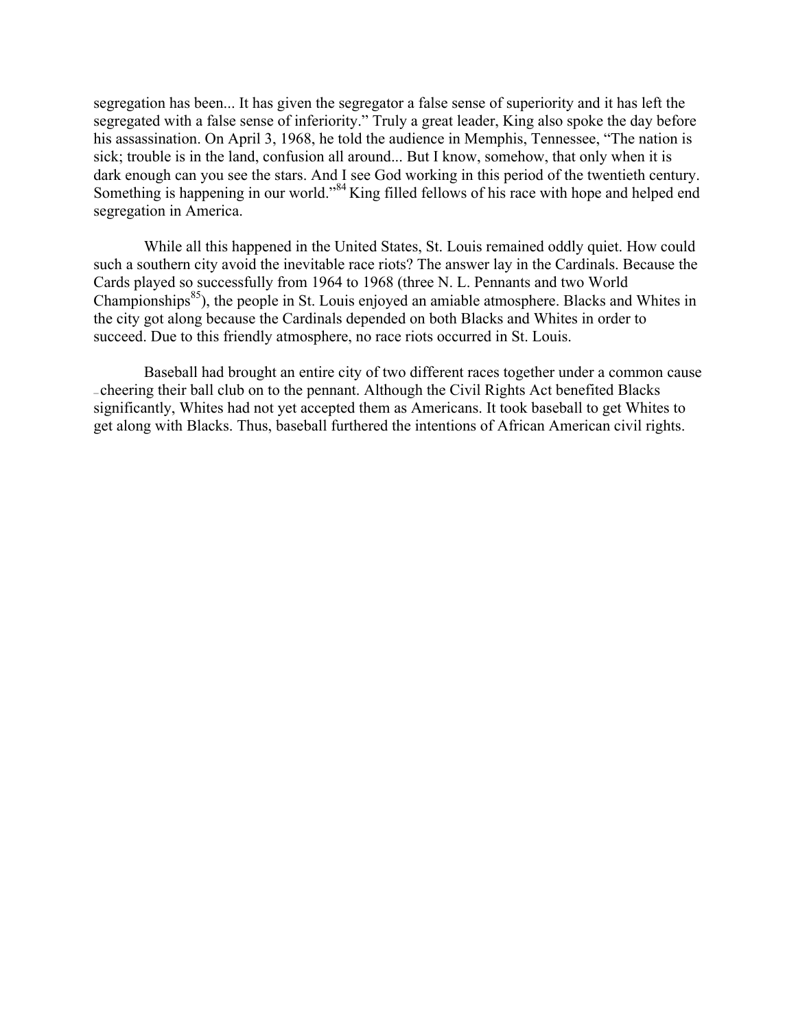segregation has been... It has given the segregator a false sense of superiority and it has left the segregated with a false sense of inferiority." Truly a great leader, King also spoke the day before his assassination. On April 3, 1968, he told the audience in Memphis, Tennessee, "The nation is sick; trouble is in the land, confusion all around... But I know, somehow, that only when it is dark enough can you see the stars. And I see God working in this period of the twentieth century. Something is happening in our world."[84] King filled fellows of his race with hope and helped end segregation in America.

While all this happened in the United States, St. Louis remained oddly quiet. How could such a southern city avoid the inevitable race riots? The answer lay in the Cardinals. Because the Cards played so successfully from 1964 to 1968 (three N. L. Pennants and two World Championships[85]), the people in St. Louis enjoyed an amiable atmosphere. Blacks and Whites in the city got along because the Cardinals depended on both Blacks and Whites in order to succeed. Due to this friendly atmosphere, no race riots occurred in St. Louis.

Baseball had brought an entire city of two different races together under a common cause – cheering their ball club on to the pennant. Although the Civil Rights Act benefited Blacks significantly, Whites had not yet accepted them as Americans. It took baseball to get Whites to get along with Blacks. Thus, baseball furthered the intentions of African American civil rights.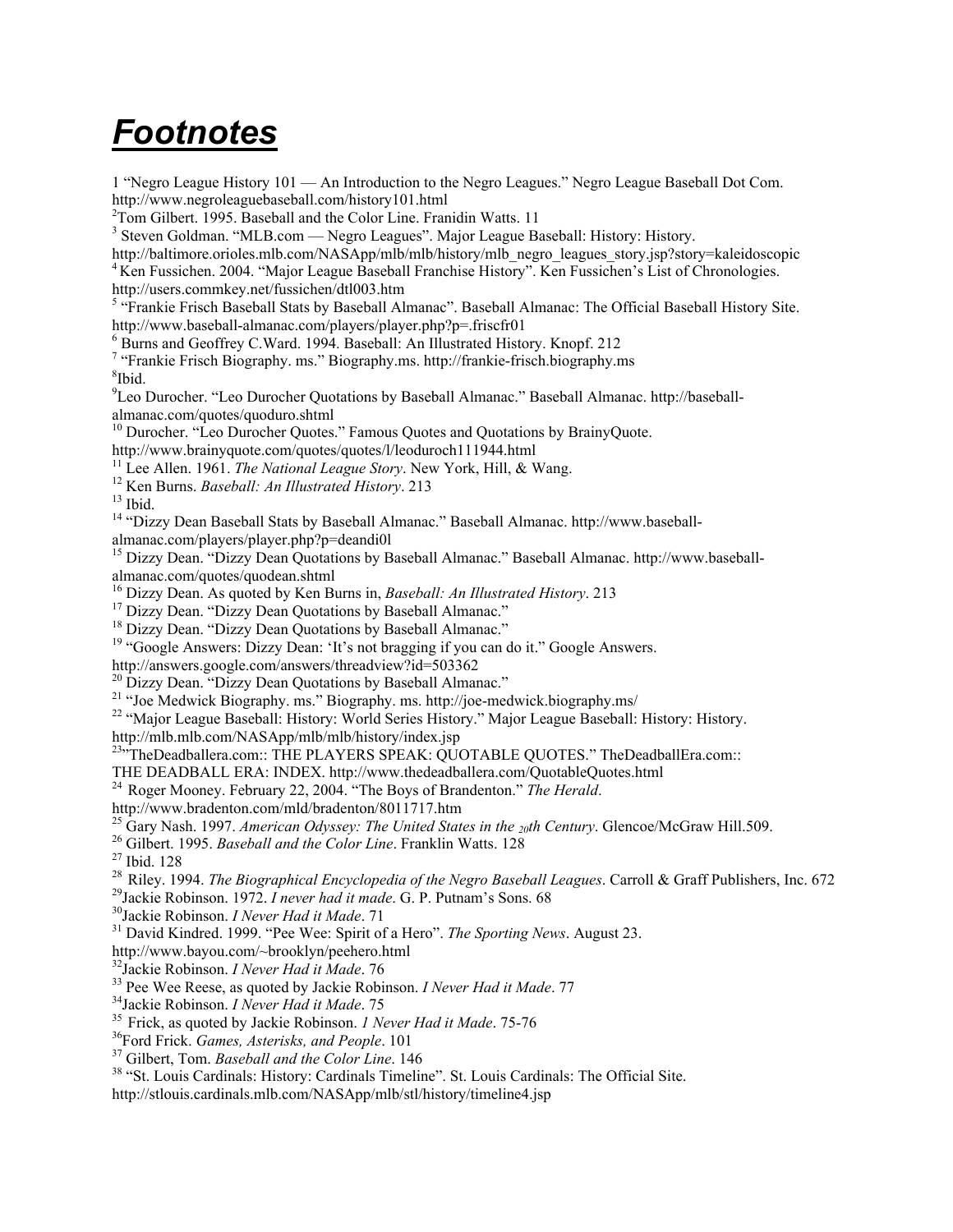# ***Footnotes***

1 "Negro League History 101 — An Introduction to the Negro Leagues." Negro League Baseball Dot Com. http://www.negroleaguebaseball.com/history101.html

[2]Tom Gilbert. 1995. Baseball and the Color Line. Franidin Watts. 11

[3] Steven Goldman. "MLB.com — Negro Leagues". Major League Baseball: History: History. http://baltimore.orioles.mlb.com/NASApp/mlb/mlb/history/mlb_negro_leagues_story.jsp?story=kaleidoscopic

[4] Ken Fussichen. 2004. "Major League Baseball Franchise History". Ken Fussichen's List of Chronologies. http://users.commkey.net/fussichen/dtl003.htm

[5] "Frankie Frisch Baseball Stats by Baseball Almanac". Baseball Almanac: The Official Baseball History Site. http://www.baseball-almanac.com/players/player.php?p=.friscfr01

[6] Burns and Geoffrey C.Ward. 1994. Baseball: An Illustrated History. Knopf. 212

[7] "Frankie Frisch Biography. ms." Biography.ms. http://frankie-frisch.biography.ms

[8]Ibid.

[9]Leo Durocher. "Leo Durocher Quotations by Baseball Almanac." Baseball Almanac. http://baseball-almanac.com/quotes/quoduro.shtml

[10] Durocher. "Leo Durocher Quotes." Famous Quotes and Quotations by BrainyQuote. http://www.brainyquote.com/quotes/quotes/l/leoduroch111944.html

[11] Lee Allen. 1961. *The National League Story*. New York, Hill, & Wang.

[12] Ken Burns. *Baseball: An Illustrated History*. 213

[13] Ibid.

[14] "Dizzy Dean Baseball Stats by Baseball Almanac." Baseball Almanac. http://www.baseball-almanac.com/players/player.php?p=deandi0l

[15] Dizzy Dean. "Dizzy Dean Quotations by Baseball Almanac." Baseball Almanac. http://www.baseball-almanac.com/quotes/quodean.shtml

[16] Dizzy Dean. As quoted by Ken Burns in, *Baseball: An Illustrated History*. 213

[17] Dizzy Dean. "Dizzy Dean Quotations by Baseball Almanac."

[18] Dizzy Dean. "Dizzy Dean Quotations by Baseball Almanac."

[19] "Google Answers: Dizzy Dean: 'It's not bragging if you can do it." Google Answers. http://answers.google.com/answers/threadview?id=503362

[20] Dizzy Dean. "Dizzy Dean Quotations by Baseball Almanac."

[21] "Joe Medwick Biography. ms." Biography. ms. http://joe-medwick.biography.ms/

[22] "Major League Baseball: History: World Series History." Major League Baseball: History: History. http://mlb.mlb.com/NASApp/mlb/mlb/history/index.jsp

[23]"TheDeadballera.com:: THE PLAYERS SPEAK: QUOTABLE QUOTES." TheDeadballEra.com:: THE DEADBALL ERA: INDEX. http://www.thedeadballera.com/QuotableQuotes.html

[24] Roger Mooney. February 22, 2004. "The Boys of Brandenton." *The Herald*. http://www.bradenton.com/mld/bradenton/8011717.htm

[25] Gary Nash. 1997. *American Odyssey: The United States in the 20th Century*. Glencoe/McGraw Hill.509.

[26] Gilbert. 1995. *Baseball and the Color Line*. Franklin Watts. 128

[27] Ibid. 128

[28] Riley. 1994. *The Biographical Encyclopedia of the Negro Baseball Leagues*. Carroll & Graff Publishers, Inc. 672

[29]Jackie Robinson. 1972. *I never had it made*. G. P. Putnam's Sons. 68

[30]Jackie Robinson. *I Never Had it Made*. 71

[31] David Kindred. 1999. "Pee Wee: Spirit of a Hero". *The Sporting News*. August 23. http://www.bayou.com/~brooklyn/peehero.html

[32]Jackie Robinson. *I Never Had it Made*. 76

[33] Pee Wee Reese, as quoted by Jackie Robinson. *I Never Had it Made*. 77

[34]Jackie Robinson. *I Never Had it Made*. 75

[35] Frick, as quoted by Jackie Robinson. *1 Never Had it Made*. 75-76

[36]Ford Frick. *Games, Asterisks, and People*. 101

[37] Gilbert, Tom. *Baseball and the Color Line*. 146

[38] "St. Louis Cardinals: History: Cardinals Timeline". St. Louis Cardinals: The Official Site. http://stlouis.cardinals.mlb.com/NASApp/mlb/stl/history/timeline4.jsp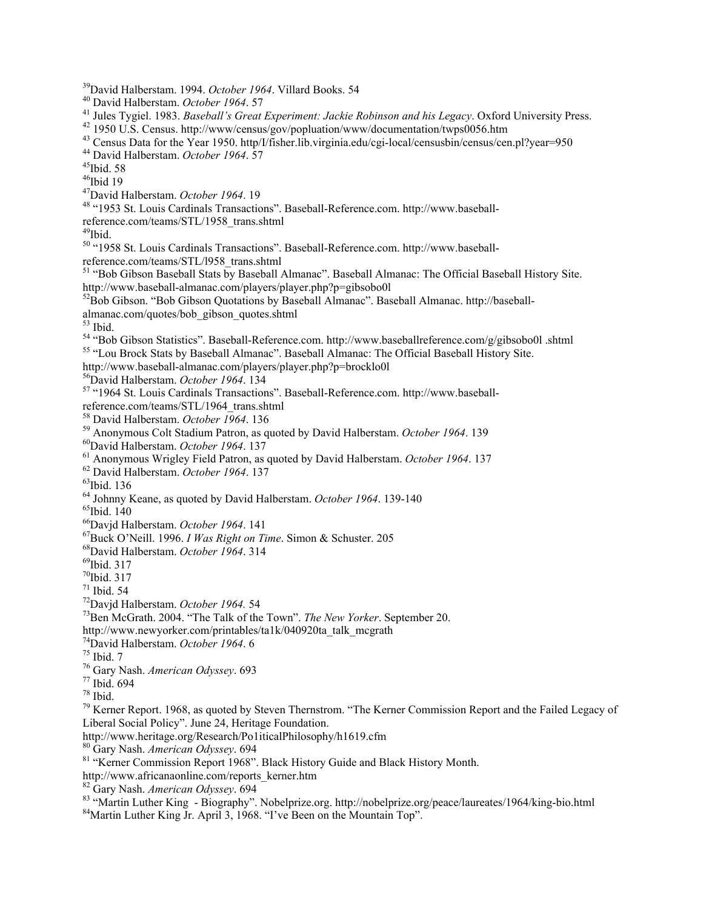[39]David Halberstam. 1994. *October 1964*. Villard Books. 54

[40] David Halberstam. *October 1964*. 57

[41] Jules Tygiel. 1983. *Baseball's Great Experiment: Jackie Robinson and his Legacy*. Oxford University Press.

[42] 1950 U.S. Census. http://www/census/gov/popluation/www/documentation/twps0056.htm

[43] Census Data for the Year 1950. http/I/fisher.lib.virginia.edu/cgi-local/censusbin/census/cen.pl?year=950

[44] David Halberstam. *October 1964*. 57

[45]Ibid. 58

[46]Ibid 19

[47]David Halberstam. *October 1964*. 19

[48] "1953 St. Louis Cardinals Transactions". Baseball-Reference.com. http://www.baseball-reference.com/teams/STL/1958_trans.shtml

[49]Ibid.

[50] "1958 St. Louis Cardinals Transactions". Baseball-Reference.com. http://www.baseball-reference.com/teams/STL/l958_trans.shtml

[51] "Bob Gibson Baseball Stats by Baseball Almanac". Baseball Almanac: The Official Baseball History Site. http://www.baseball-almanac.com/players/player.php?p=gibsobo0l

[52]Bob Gibson. "Bob Gibson Quotations by Baseball Almanac". Baseball Almanac. http://baseball-almanac.com/quotes/bob_gibson_quotes.shtml

[53] Ibid.

[54] "Bob Gibson Statistics". Baseball-Reference.com. http://www.baseballreference.com/g/gibsobo0l .shtml

[55] "Lou Brock Stats by Baseball Almanac". Baseball Almanac: The Official Baseball History Site. http://www.baseball-almanac.com/players/player.php?p=brocklo0l

[56]David Halberstam. *October 1964*. 134

[57] "1964 St. Louis Cardinals Transactions". Baseball-Reference.com. http://www.baseball-reference.com/teams/STL/1964_trans.shtml

[58] David Halberstam. *October 1964*. 136

[59] Anonymous Colt Stadium Patron, as quoted by David Halberstam. *October 1964*. 139

[60]David Halberstam. *October 1964*. 137

[61] Anonymous Wrigley Field Patron, as quoted by David Halberstam. *October 1964*. 137

[62] David Halberstam. *October 1964*. 137

[63]Ibid. 136

[64] Johnny Keane, as quoted by David Halberstam. *October 1964*. 139-140

[65]Ibid. 140

[66]Davjd Halberstam. *October 1964*. 141

[67]Buck O'Neill. 1996. *I Was Right on Time*. Simon & Schuster. 205

[68]David Halberstam. *October 1964*. 314

[69]Ibid. 317

[70]Ibid. 317

[71] Ibid. 54

[72]Davjd Halberstam. *October 1964.* 54

[73]Ben McGrath. 2004. "The Talk of the Town". *The New Yorker*. September 20. http://www.newyorker.com/printables/ta1k/040920ta_talk_mcgrath

[74]David Halberstam. *October 1964*. 6

[75] Ibid. 7

[76] Gary Nash. *American Odyssey*. 693

[77] Ibid. 694

[78] Ibid.

[79] Kerner Report. 1968, as quoted by Steven Thernstrom. "The Kerner Commission Report and the Failed Legacy of Liberal Social Policy". June 24, Heritage Foundation. http://www.heritage.org/Research/Po1iticalPhilosophy/h1619.cfm

[80] Gary Nash. *American Odyssey*. 694

[81] "Kerner Commission Report 1968". Black History Guide and Black History Month. http://www.africanaonline.com/reports_kerner.htm

[82] Gary Nash. *American Odyssey*. 694

[83] "Martin Luther King - Biography". Nobelprize.org. http://nobelprize.org/peace/laureates/1964/king-bio.html

[84]Martin Luther King Jr. April 3, 1968. "I've Been on the Mountain Top".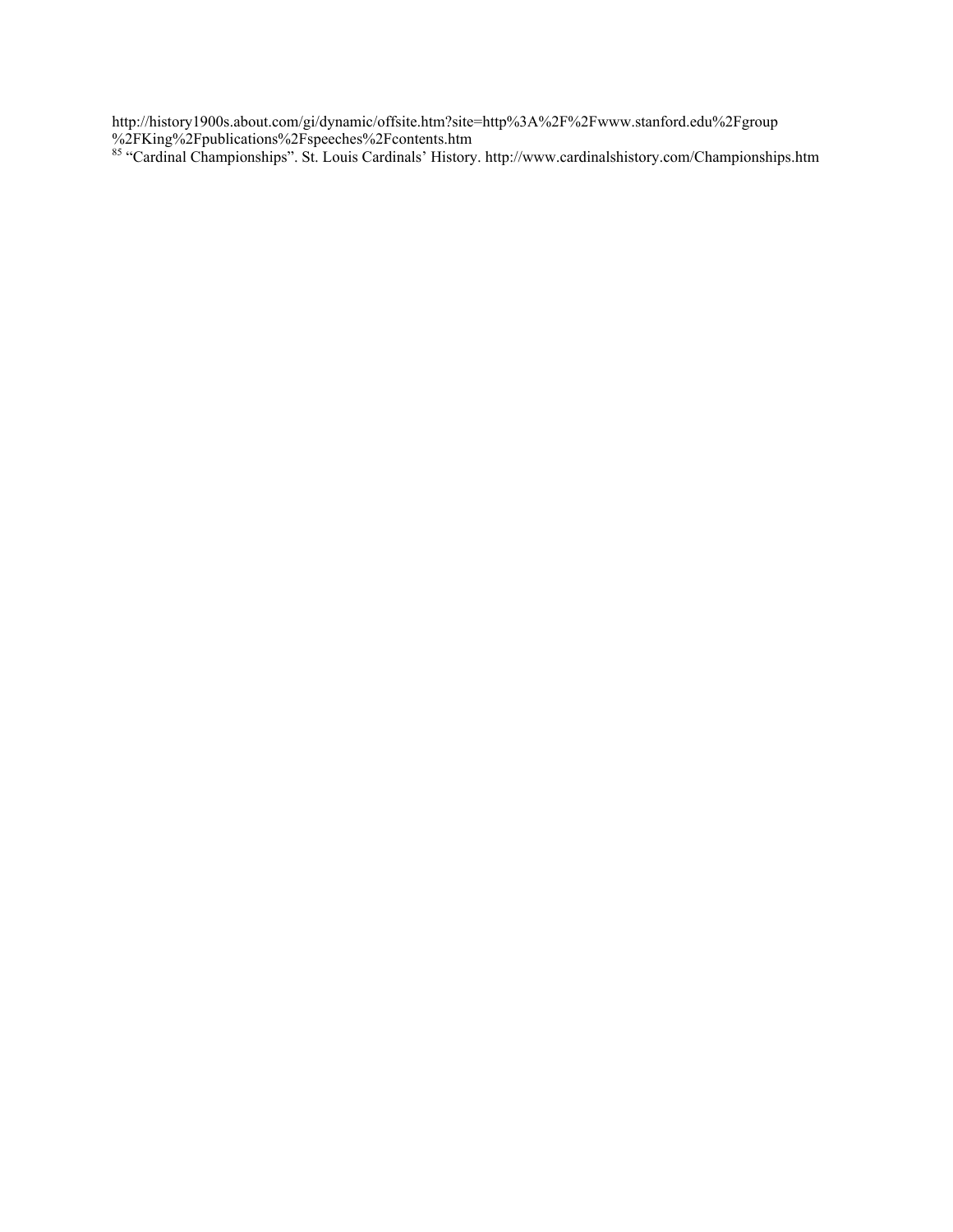http://history1900s.about.com/gi/dynamic/offsite.htm?site=http%3A%2F%2Fwww.stanford.edu%2Fgroup%2FKing%2Fpublications%2Fspeeches%2Fcontents.htm

[85] "Cardinal Championships". St. Louis Cardinals' History. http://www.cardinalshistory.com/Championships.htm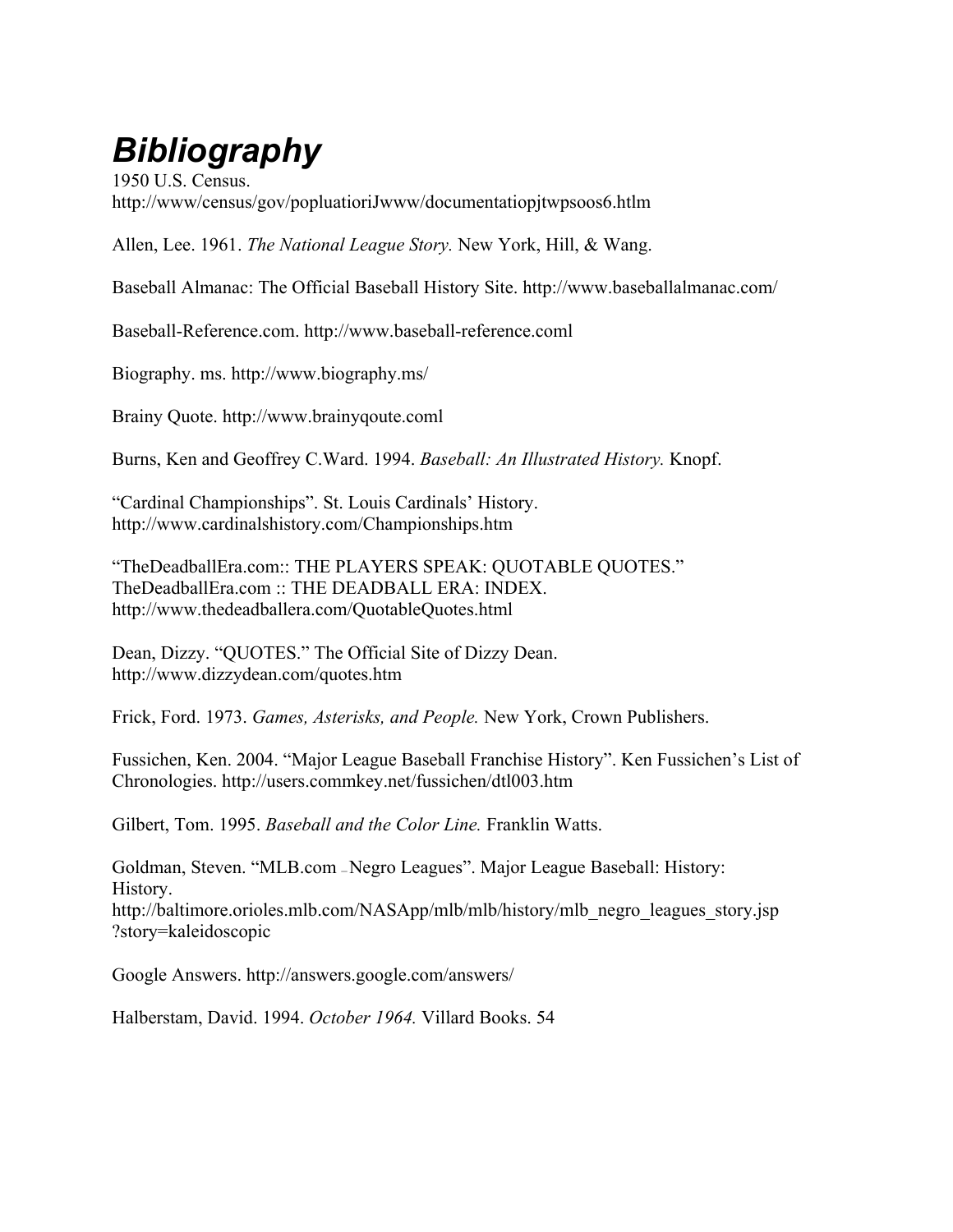# *Bibliography*

1950 U.S. Census.
http://www/census/gov/popluatioriJwww/documentatiopjtwpsoos6.htlm

Allen, Lee. 1961. *The National League Story.* New York, Hill, & Wang.

Baseball Almanac: The Official Baseball History Site. http://www.baseballalmanac.com/

Baseball-Reference.com. http://www.baseball-reference.coml

Biography. ms. http://www.biography.ms/

Brainy Quote. http://www.brainyqoute.coml

Burns, Ken and Geoffrey C.Ward. 1994. *Baseball: An Illustrated History.* Knopf.

"Cardinal Championships". St. Louis Cardinals' History.
http://www.cardinalshistory.com/Championships.htm

"TheDeadballEra.com:: THE PLAYERS SPEAK: QUOTABLE QUOTES."
TheDeadballEra.com :: THE DEADBALL ERA: INDEX.
http://www.thedeadballera.com/QuotableQuotes.html

Dean, Dizzy. "QUOTES." The Official Site of Dizzy Dean.
http://www.dizzydean.com/quotes.htm

Frick, Ford. 1973. *Games, Asterisks, and People.* New York, Crown Publishers.

Fussichen, Ken. 2004. "Major League Baseball Franchise History". Ken Fussichen's List of Chronologies. http://users.commkey.net/fussichen/dtl003.htm

Gilbert, Tom. 1995. *Baseball and the Color Line.* Franklin Watts.

Goldman, Steven. "MLB.com – Negro Leagues". Major League Baseball: History: History.
http://baltimore.orioles.mlb.com/NASApp/mlb/mlb/history/mlb_negro_leagues_story.jsp?story=kaleidoscopic

Google Answers. http://answers.google.com/answers/

Halberstam, David. 1994. *October 1964.* Villard Books. 54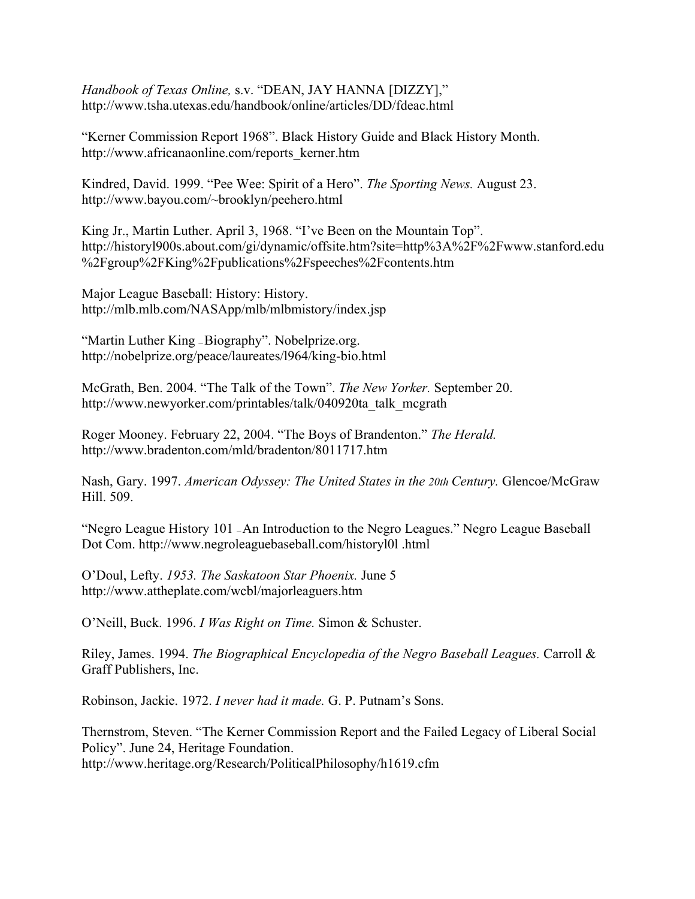*Handbook of Texas Online,* s.v. "DEAN, JAY HANNA [DIZZY],"
http://www.tsha.utexas.edu/handbook/online/articles/DD/fdeac.html

"Kerner Commission Report 1968". Black History Guide and Black History Month.
http://www.africanaonline.com/reports_kerner.htm

Kindred, David. 1999. "Pee Wee: Spirit of a Hero". *The Sporting News.* August 23.
http://www.bayou.com/~brooklyn/peehero.html

King Jr., Martin Luther. April 3, 1968. "I've Been on the Mountain Top".
http://historyl900s.about.com/gi/dynamic/offsite.htm?site=http%3A%2F%2Fwww.stanford.edu%2Fgroup%2FKing%2Fpublications%2Fspeeches%2Fcontents.htm

Major League Baseball: History: History.
http://mlb.mlb.com/NASApp/mlb/mlbmistory/index.jsp

"Martin Luther King – Biography". Nobelprize.org.
http://nobelprize.org/peace/laureates/l964/king-bio.html

McGrath, Ben. 2004. "The Talk of the Town". *The New Yorker.* September 20.
http://www.newyorker.com/printables/talk/040920ta_talk_mcgrath

Roger Mooney. February 22, 2004. "The Boys of Brandenton." *The Herald.*
http://www.bradenton.com/mld/bradenton/8011717.htm

Nash, Gary. 1997. *American Odyssey: The United States in the 20th Century.* Glencoe/McGraw Hill. 509.

"Negro League History 101 – An Introduction to the Negro Leagues." Negro League Baseball Dot Com. http://www.negroleaguebaseball.com/historyl0l .html

O'Doul, Lefty. *1953. The Saskatoon Star Phoenix.* June 5
http://www.attheplate.com/wcbl/majorleaguers.htm

O'Neill, Buck. 1996. *I Was Right on Time.* Simon & Schuster.

Riley, James. 1994. *The Biographical Encyclopedia of the Negro Baseball Leagues.* Carroll & Graff Publishers, Inc.

Robinson, Jackie. 1972. *I never had it made.* G. P. Putnam's Sons.

Thernstrom, Steven. "The Kerner Commission Report and the Failed Legacy of Liberal Social Policy". June 24, Heritage Foundation.
http://www.heritage.org/Research/PoliticalPhilosophy/h1619.cfm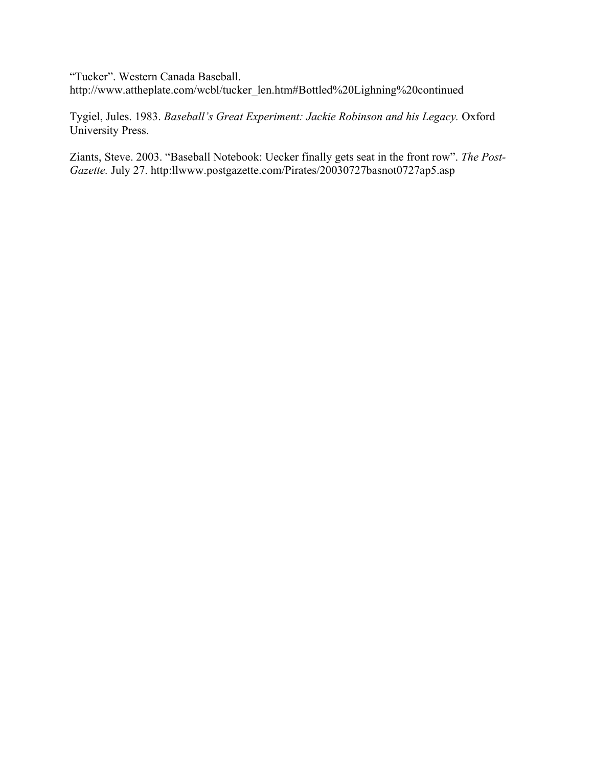“Tucker”. Western Canada Baseball. http://www.attheplate.com/wcbl/tucker_len.htm#Bottled%20Lighning%20continued

Tygiel, Jules. 1983. *Baseball’s Great Experiment: Jackie Robinson and his Legacy.* Oxford University Press.

Ziants, Steve. 2003. “Baseball Notebook: Uecker finally gets seat in the front row”. *The Post-Gazette.* July 27. http:llwww.postgazette.com/Pirates/20030727basnot0727ap5.asp